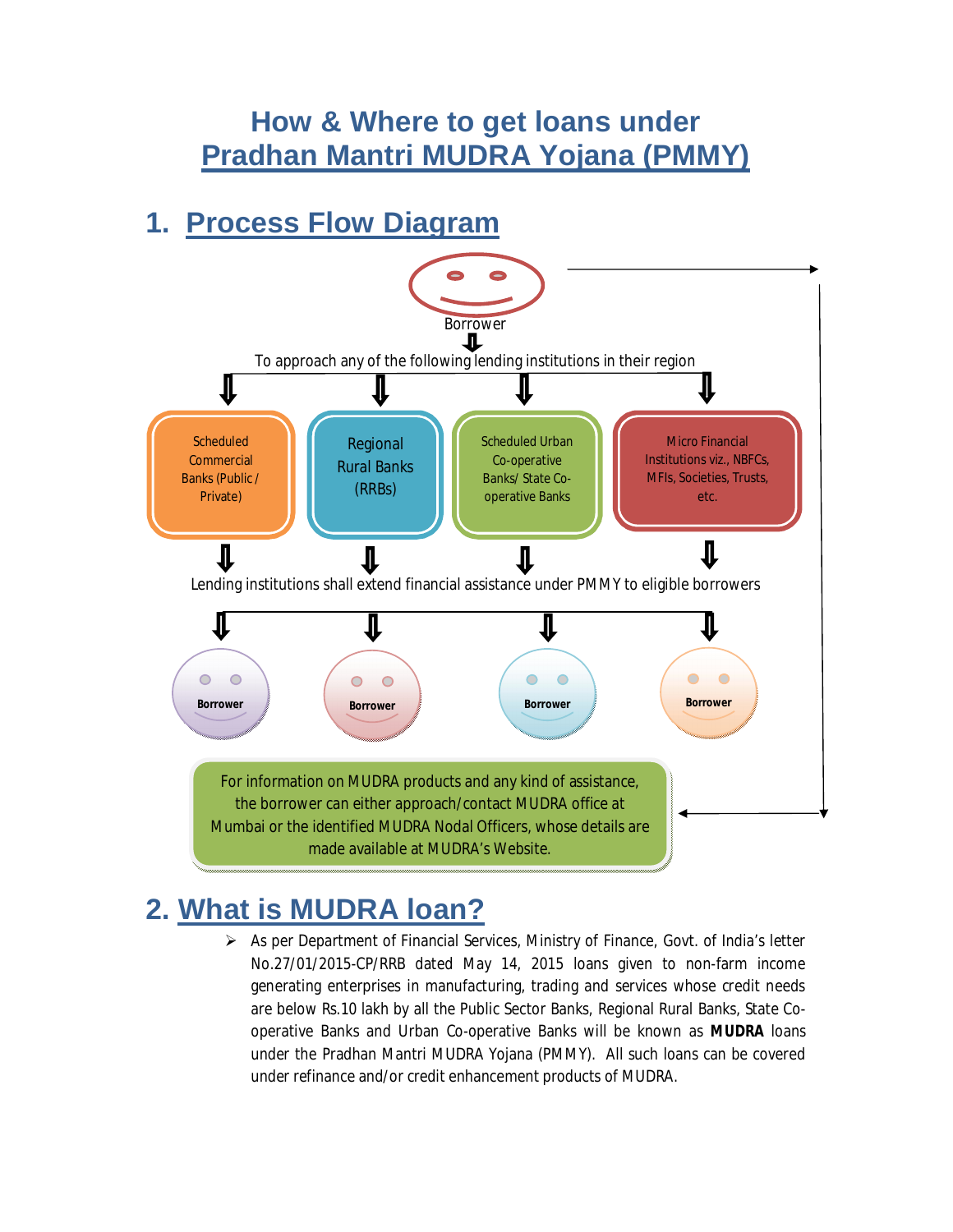# How & Where to get loans under Pradhan Mantri MUDRA Yojana (PMMY)

## 1. Process Flow Diagram

Borrower

To approach any of the following lending institutions in their region

- Scheduled Commercial Banks (Public / Private)
- Regional Rural Banks (RRBs)
- Scheduled Urban Co-operative Banks/ State Co-operative Banks
- Micro Financial Institutions viz., NBFCs, MFIs, Societies, Trusts, etc.

Lending institutions shall extend financial assistance under PMMY to eligible borrowers

Borrower | Borrower | Borrower | Borrower

For information on MUDRA products and any kind of assistance, the borrower can either approach/contact MUDRA office at Mumbai or the identified MUDRA Nodal Officers, whose details are made available at MUDRA's Website.

## 2. What is MUDRA loan?

- As per Department of Financial Services, Ministry of Finance, Govt. of India's letter No.27/01/2015-CP/RRB dated May 14, 2015 loans given to non-farm income generating enterprises in manufacturing, trading and services whose credit needs are below Rs.10 lakh by all the Public Sector Banks, Regional Rural Banks, State Co-operative Banks and Urban Co-operative Banks will be known as **MUDRA** loans under the Pradhan Mantri MUDRA Yojana (PMMY). All such loans can be covered under refinance and/or credit enhancement products of MUDRA.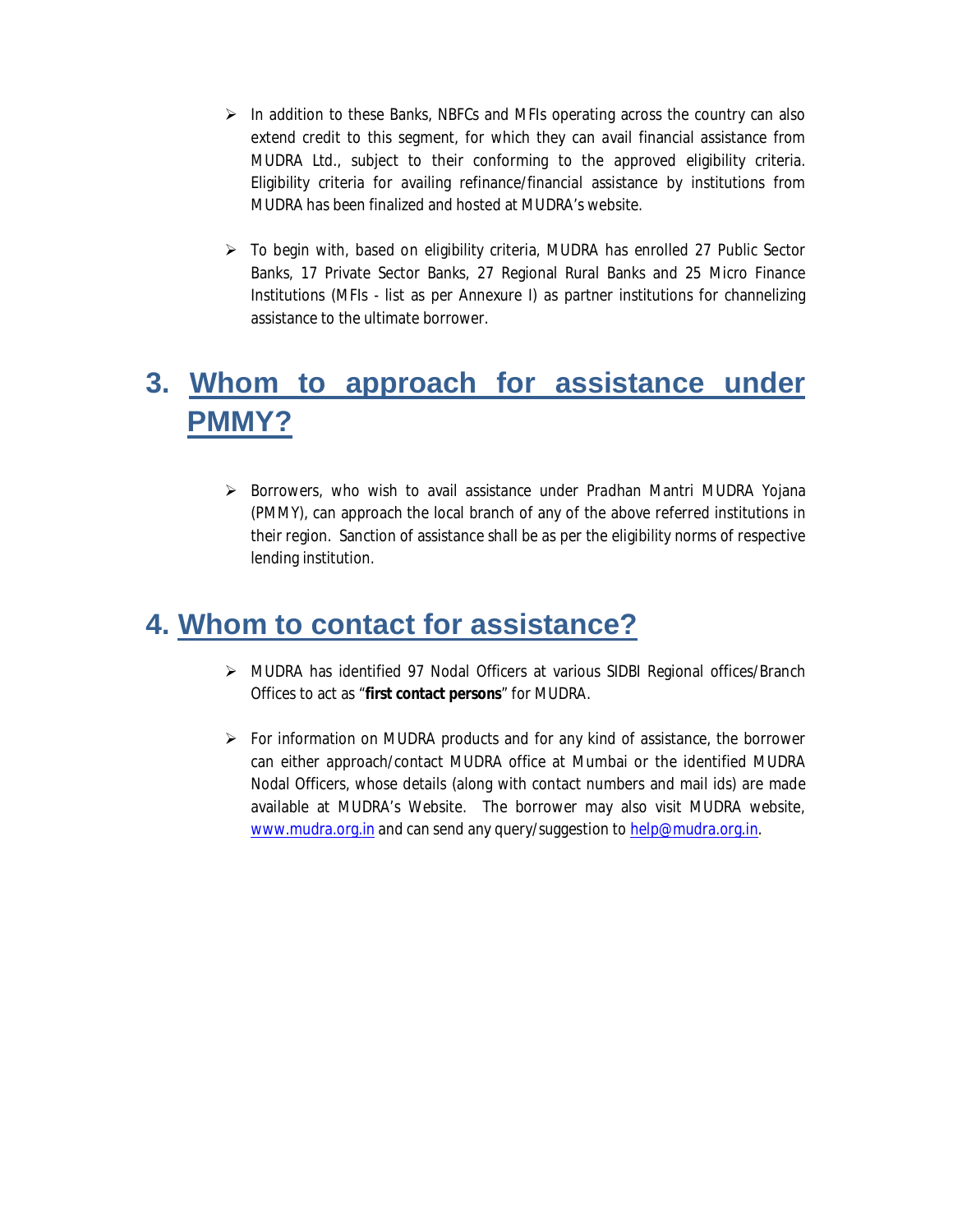- In addition to these Banks, NBFCs and MFIs operating across the country can also extend credit to this segment, for which they can avail financial assistance from MUDRA Ltd., subject to their conforming to the approved eligibility criteria. Eligibility criteria for availing refinance/financial assistance by institutions from MUDRA has been finalized and hosted at MUDRA's website.

- To begin with, based on eligibility criteria, MUDRA has enrolled 27 Public Sector Banks, 17 Private Sector Banks, 27 Regional Rural Banks and 25 Micro Finance Institutions (MFIs - list as per Annexure I) as partner institutions for channelizing assistance to the ultimate borrower.

## 3. Whom to approach for assistance under PMMY?

- Borrowers, who wish to avail assistance under Pradhan Mantri MUDRA Yojana (PMMY), can approach the local branch of any of the above referred institutions in their region. Sanction of assistance shall be as per the eligibility norms of respective lending institution.

## 4. Whom to contact for assistance?

- MUDRA has identified 97 Nodal Officers at various SIDBI Regional offices/Branch Offices to act as "**first contact persons**" for MUDRA.

- For information on MUDRA products and for any kind of assistance, the borrower can either approach/contact MUDRA office at Mumbai or the identified MUDRA Nodal Officers, whose details (along with contact numbers and mail ids) are made available at MUDRA's Website. The borrower may also visit MUDRA website, www.mudra.org.in and can send any query/suggestion to help@mudra.org.in.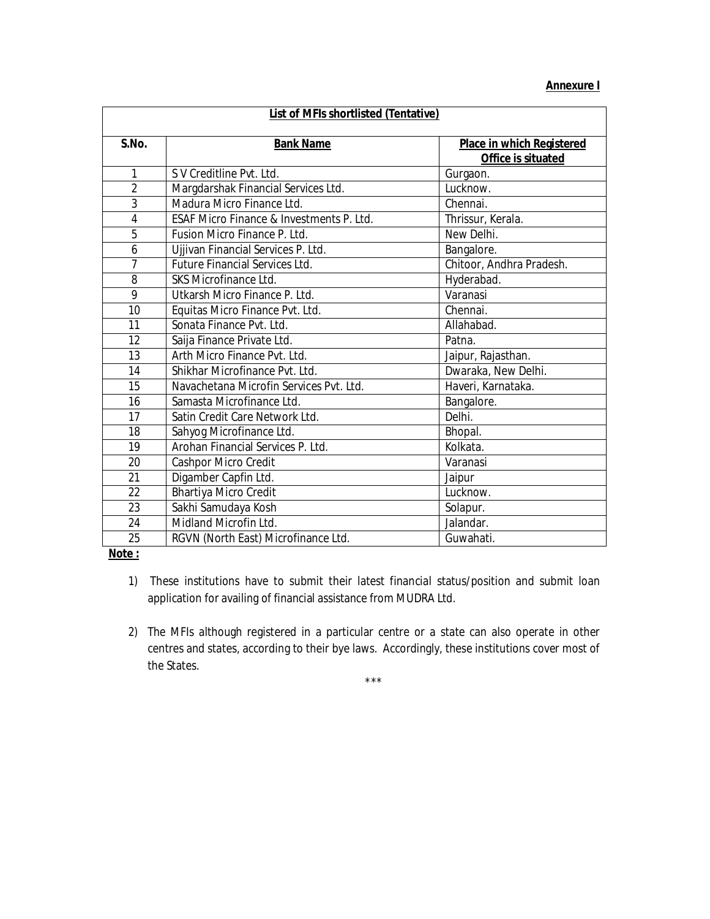**Annexure I**

| List of MFIs shortlisted (Tentative) | | |
|---|---|---|
| **S.No.** | **Bank Name** | **Place in which Registered Office is situated** |
| 1 | S V Creditline Pvt. Ltd. | Gurgaon. |
| 2 | Margdarshak Financial Services Ltd. | Lucknow. |
| 3 | Madura Micro Finance Ltd. | Chennai. |
| 4 | ESAF Micro Finance & Investments P. Ltd. | Thrissur, Kerala. |
| 5 | Fusion Micro Finance P. Ltd. | New Delhi. |
| 6 | Ujjivan Financial Services P. Ltd. | Bangalore. |
| 7 | Future Financial Services Ltd. | Chitoor, Andhra Pradesh. |
| 8 | SKS Microfinance Ltd. | Hyderabad. |
| 9 | Utkarsh Micro Finance P. Ltd. | Varanasi |
| 10 | Equitas Micro Finance Pvt. Ltd. | Chennai. |
| 11 | Sonata Finance Pvt. Ltd. | Allahabad. |
| 12 | Saija Finance Private Ltd. | Patna. |
| 13 | Arth Micro Finance Pvt. Ltd. | Jaipur, Rajasthan. |
| 14 | Shikhar Microfinance Pvt. Ltd. | Dwaraka, New Delhi. |
| 15 | Navachetana Microfin Services Pvt. Ltd. | Haveri, Karnataka. |
| 16 | Samasta Microfinance Ltd. | Bangalore. |
| 17 | Satin Credit Care Network Ltd. | Delhi. |
| 18 | Sahyog Microfinance Ltd. | Bhopal. |
| 19 | Arohan Financial Services P. Ltd. | Kolkata. |
| 20 | Cashpor Micro Credit | Varanasi |
| 21 | Digamber Capfin Ltd. | Jaipur |
| 22 | Bhartiya Micro Credit | Lucknow. |
| 23 | Sakhi Samudaya Kosh | Solapur. |
| 24 | Midland Microfin Ltd. | Jalandar. |
| 25 | RGVN (North East) Microfinance Ltd. | Guwahati. |

**Note :**

1) These institutions have to submit their latest financial status/position and submit loan application for availing of financial assistance from MUDRA Ltd.

2) The MFIs although registered in a particular centre or a state can also operate in other centres and states, according to their bye laws. Accordingly, these institutions cover most of the States.

***